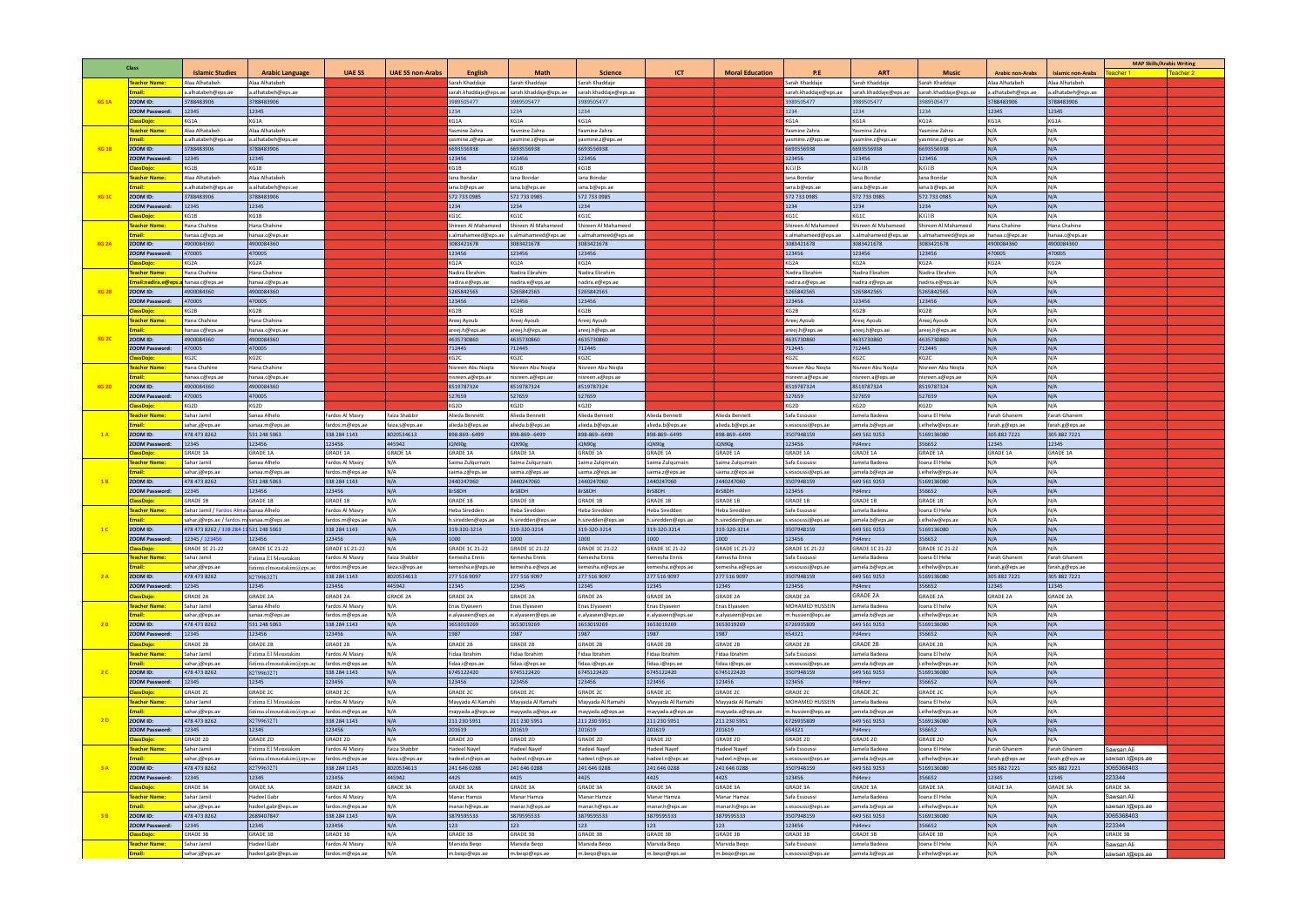| Class | | Islamic Studies | Arabic Language | UAE SS | UAE SS non-Arabs | English | Math | Science | ICT | Moral Education | P.E | ART | Music | Arabic non-Arabs | Islamic non-Arabs | MAP Skills/Arabic Writing | |
|---|---|---|---|---|---|---|---|---|---|---|---|---|---|---|---|---|---|
| | | | | | | | | | | | | | | | | Teacher 1 | Teacher 2 |
| KG 1A | Teacher Name: | Alaa Alhatabeh | Alaa Alhatabeh | | | Sarah Khaddaje | Sarah Khaddaje | Sarah Khaddaje | | | Sarah Khaddaje | Sarah Khaddaje | Sarah Khaddaje | Alaa Alhatabeh | Alaa Alhatabeh | | |
| | Email: | a.alhatabeh@eps.ae | a.alhatabeh@eps.ae | | | sarah.khaddaje@eps.ae | sarah.khaddaje@eps.ae | sarah.khaddaje@eps.ae | | | sarah.khaddaje@eps.ae | sarah.khaddaje@eps.ae | sarah.khaddaje@eps.ae | a.alhatabeh@eps.ae | a.alhatabeh@eps.ae | | |
| | ZOOM ID: | 3788483906 | 3788483906 | | | 3989505477 | 3989505477 | 3989505477 | | | 3989505477 | 3989505477 | 3989505477 | 3788483906 | 3788483906 | | |
| | ZOOM Password: | 12345 | 12345 | | | 1234 | 1234 | 1234 | | | 1234 | 1234 | 1234 | 12345 | 12345 | | |
| | ClassDojo: | KG1A | KG1A | | | KG1A | KG1A | KG1A | | | KG1A | KG1A | KG1A | KG1A | KG1A | | |
| KG 1B | Teacher Name: | Alaa Alhatabeh | Alaa Alhatabeh | | | Yasmine Zahra | Yasmine Zahra | Yasmine Zahra | | | Yasmine Zahra | Yasmine Zahra | Yasmine Zahra | N/A | N/A | | |
| | Email: | a.alhatabeh@eps.ae | a.alhatabeh@eps.ae | | | yasmine.z@eps.ae | yasmine.z@eps.ae | yasmine.z@eps.ae | | | yasmine.z@eps.ae | yasmine.z@eps.ae | yasmine.z@eps.ae | N/A | N/A | | |
| | ZOOM ID: | 3788483906 | 3788483906 | | | 6693556938 | 6693556938 | 6693556938 | | | 6693556938 | 6693556938 | 6693556938 | N/A | N/A | | |
| | ZOOM Password: | 12345 | 12345 | | | 123456 | 123456 | 123456 | | | 123456 | 123456 | 123456 | N/A | N/A | | |
| | ClassDojo: | KG1B | KG1B | | | KG1B | KG1B | KG1B | | | KG1B | KG1B | KG1B | N/A | N/A | | |
| KG 1C | Teacher Name: | Alaa Alhatabeh | Alaa Alhatabeh | | | Iana Bondar | Iana Bondar | Iana Bondar | | | Iana Bondar | Iana Bondar | Iana Bondar | N/A | N/A | | |
| | Email: | a.alhatabeh@eps.ae | a.alhatabeh@eps.ae | | | iana.b@eps.ae | iana.b@eps.ae | iana.b@eps.ae | | | iana.b@eps.ae | iana.b@eps.ae | iana.b@eps.ae | N/A | N/A | | |
| | ZOOM ID: | 3788483906 | 3788483906 | | | 572 733 0985 | 572 733 0985 | 572 733 0985 | | | 572 733 0985 | 572 733 0985 | 572 733 0985 | N/A | N/A | | |
| | ZOOM Password: | 12345 | 12345 | | | 1234 | 1234 | 1234 | | | 1234 | 1234 | 1234 | N/A | N/A | | |
| | ClassDojo: | KG1B | KG1B | | | KG1C | KG1C | KG1C | | | KG1C | KG1C | KG1B | N/A | N/A | | |
| KG 2A | Teacher Name: | Hana Chahine | Hana Chahine | | | Shireen Al Mahameed | Shireen Al Mahameed | Shireen Al Mahameed | | | Shireen Al Mahameed | Shireen Al Mahameed | Shireen Al Mahameed | Hana Chahine | Hana Chahine | | |
| | Email: | hanaa.c@eps.ae | hanaa.c@eps.ae | | | s.almahameed@eps.ae | s.almahameed@eps.ae | s.almahameed@eps.ae | | | s.almahameed@eps.ae | s.almahameed@eps.ae | s.almahameed@eps.ae | hanaa.c@eps.ae | hanaa.c@eps.ae | | |
| | ZOOM ID: | 4900084360 | 4900084360 | | | 3083421678 | 3083421678 | 3083421678 | | | 3083421678 | 3083421678 | 3083421678 | 4900084360 | 4900084360 | | |
| | ZOOM Password: | 470005 | 470005 | | | 123456 | 123456 | 123456 | | | 123456 | 123456 | 123456 | 470005 | 470005 | | |
| | ClassDojo: | KG2A | KG2A | | | KG2A | KG2A | KG2A | | | KG2A | KG2A | KG2A | KG2A | KG2A | | |
| KG 2B | Teacher Name: | Hana Chahine | Hana Chahine | | | Nadira Ebrahim | Nadira Ebrahim | Nadira Ebrahim | | | Nadira Ebrahim | Nadira Ebrahim | Nadira Ebrahim | N/A | N/A | | |
| | Email:nadira.e@eps.a | hanaa.c@eps.ae | hanaa.c@eps.ae | | | nadira.e@eps.ae | nadira.e@eps.ae | nadira.e@eps.ae | | | nadira.e@eps.ae | nadira.e@eps.ae | nadira.e@eps.ae | N/A | N/A | | |
| | ZOOM ID: | 4900084360 | 4900084360 | | | 5265842565 | 5265842565 | 5265842565 | | | 5265842565 | 5265842565 | 5265842565 | N/A | N/A | | |
| | ZOOM Password: | 470005 | 470005 | | | 123456 | 123456 | 123456 | | | 123456 | 123456 | 123456 | N/A | N/A | | |
| | ClassDojo: | KG2B | KG2B | | | KG2B | KG2B | KG2B | | | KG2B | KG2B | KG2B | N/A | N/A | | |
| KG 2C | Teacher Name: | Hana Chahine | Hana Chahine | | | Areej Ayoub | Areej Ayoub | Areej Ayoub | | | Areej Ayoub | Areej Ayoub | Areej Ayoub | N/A | N/A | | |
| | Email: | hanaa.c@eps.ae | hanaa.c@eps.ae | | | areej.h@eps.ae | areej.h@eps.ae | areej.h@eps.ae | | | areej.h@eps.ae | areej.h@eps.ae | areej.h@eps.ae | N/A | N/A | | |
| | ZOOM ID: | 4900084360 | 4900084360 | | | 4635730860 | 4635730860 | 4635730860 | | | 4635730860 | 4635730860 | 4635730860 | N/A | N/A | | |
| | ZOOM Password: | 470005 | 470005 | | | 712445 | 712445 | 712445 | | | 712445 | 712445 | 712445 | N/A | N/A | | |
| | ClassDojo: | KG2C | KG2C | | | KG2C | KG2C | KG2C | | | KG2C | KG2C | KG2C | N/A | N/A | | |
| KG 2D | Teacher Name: | Hana Chahine | Hana Chahine | | | Nisreen Abu Noqta | Nisreen Abu Noqta | Nisreen Abu Noqta | | | Nisreen Abu Noqta | Nisreen Abu Noqta | Nisreen Abu Noqta | N/A | N/A | | |
| | Email: | hanaa.c@eps.ae | hanaa.c@eps.ae | | | nisreen.a@eps.ae | nisreen.a@eps.ae | nisreen.a@eps.ae | | | nisreen.a@eps.ae | nisreen.a@eps.ae | nisreen.a@eps.ae | N/A | N/A | | |
| | ZOOM ID: | 4900084360 | 4900084360 | | | 8519787324 | 8519787324 | 8519787324 | | | 8519787324 | 8519787324 | 8519787324 | N/A | N/A | | |
| | ZOOM Password: | 470005 | 470005 | | | 527659 | 527659 | 527659 | | | 527659 | 527659 | 527659 | N/A | N/A | | |
| | ClassDojo: | KG2D | KG2D | | | KG2D | KG2D | KG2D | | | KG2D | KG2D | KG2D | N/A | N/A | | |
| 1 A | Teacher Name: | Sahar Jamil | Sanaa Alhelo | Fardos Al Masry | Faiza Shabbir | Alieda Bennett | Alieda Bennett | Alieda Bennett | Alieda Bennett | Alieda Bennett | Safa Essoussi | Jamela Badeea | Ioana El Helw | Farah Ghanem | Farah Ghanem | | |
| | Email: | sahar.j@eps.ae | sanaa.m@eps.ae | fardos.m@eps.ae | faiza.s@eps.ae | alieda.b@eps.ae | alieda.b@eps.ae | alieda.b@eps.ae | alieda.b@eps.ae | alieda.b@eps.ae | s.essoussi@eps.ae | jamela.b@eps.ae | i.elhelw@eps.ae | farah.g@eps.ae | farah.g@eps.ae | | |
| | ZOOM ID: | 478 473 8262 | 531 248 5063 | 338 284 1143 | 8020534613 | 898-869--6499 | 898-869--6499 | 898-869--6499 | 898-869--6499 | 898-869--6499 | 3507948159 | 649 561 9253 | 5169136080 | 305 882 7221 | 305 882 7221 | | |
| | ZOOM Password: | 12345 | 123456 | 123456 | 445942 | iQN90g | iQN90g | iQN90g | iQN90g | iQN90g | 123456 | Pd4mrz | 356652 | 12345 | 12345 | | |
| | ClassDojo: | GRADE 1A | GRADE 1A | GRADE 1A | GRADE 1A | GRADE 1A | GRADE 1A | GRADE 1A | GRADE 1A | GRADE 1A | GRADE 1A | GRADE 1A | GRADE 1A | GRADE 1A | GRADE 1A | | |
| 1 B | Teacher Name: | Sahar Jamil | Sanaa Alhelo | Fardos Al Masry | N/A | Saima Zulqurnain | Saima Zulqurnain | Saima Zulqurnain | Saima Zulqurnain | Saima Zulqurnain | Safa Essoussi | Jamela Badeea | Ioana El Helw | N/A | N/A | | |
| | Email: | sahar.j@eps.ae | sanaa.m@eps.ae | fardos.m@eps.ae | N/A | saima.z@eps.ae | saima.z@eps.ae | saima.z@eps.ae | saima.z@eps.ae | saima.z@eps.ae | s.essoussi@eps.ae | jamela.b@eps.ae | i.elhelw@eps.ae | N/A | N/A | | |
| | ZOOM ID: | 478 473 8262 | 531 248 5063 | 338 284 1143 | N/A | 2440247060 | 2440247060 | 2440247060 | 2440247060 | 2440247060 | 3507948159 | 649 561 9253 | 5169136080 | N/A | N/A | | |
| | ZOOM Password: | 12345 | 123456 | 123456 | N/A | 8r58DH | 8r58DH | 8r58DH | 8r58DH | 8r58DH | 123456 | Pd4mrz | 356652 | N/A | N/A | | |
| | ClassDojo: | GRADE 1B | GRADE 1B | GRADE 1B | N/A | GRADE 1B | GRADE 1B | GRADE 1B | GRADE 1B | GRADE 1B | GRADE 1B | GRADE 1B | GRADE 1B | N/A | N/A | | |
| 1 C | Teacher Name: | Sahar Jamil / Fardos Almas | Sanaa Alhelo | Fardos Al Masry | N/A | Heba Siredden | Heba Siredden | Heba Siredden | Heba Siredden | Heba Siredden | Safa Essoussi | Jamela Badeea | Ioana El Helw | N/A | N/A | | |
| | Email: | sahar.j@eps.ae / fardos.m | sanaa.m@eps.ae | fardos.m@eps.ae | N/A | h.siredden@eps.ae | h.siredden@eps.ae | h.siredden@eps.ae | h.siredden@eps.ae | h.siredden@eps.ae | s.essoussi@eps.ae | jamela.b@eps.ae | i.elhelw@eps.ae | N/A | N/A | | |
| | ZOOM ID: | 478 473 8262 / 338 284 11 | 531 248 5063 | 338 284 1143 | N/A | 319-320-3214 | 319-320-3214 | 319-320-3214 | 319-320-3214 | 319-320-3214 | 3507948159 | 649 561 9253 | 5169136080 | N/A | N/A | | |
| | ZOOM Password: | 12345 / 123456 | 123456 | 123456 | N/A | 1000 | 1000 | 1000 | 1000 | 1000 | 123456 | Pd4mrz | 356652 | N/A | N/A | | |
| | ClassDojo: | GRADE 1C 21-22 | GRADE 1C 21-22 | GRADE 1C 21-22 | N/A | GRADE 1C 21-22 | GRADE 1C 21-22 | GRADE 1C 21-22 | GRADE 1C 21-22 | GRADE 1C 21-22 | GRADE 1C 21-22 | GRADE 1C 21-22 | GRADE 1C 21-22 | N/A | N/A | | |
| 2 A | Teacher Name: | Sahar Jamil | Fatima El Moustakim | Fardos Al Masry | Faiza Shabbir | Kemesha Ennis | Kemesha Ennis | Kemesha Ennis | Kemesha Ennis | Kemesha Ennis | Safa Essoussi | Jamela Badeea | Ioana El Helw | Farah Ghanem | Farah Ghanem | | |
| | Email: | sahar.j@eps.ae | fatima.elmoustakim@eps.ae | fardos.m@eps.ae | faiza.s@eps.ae | kemesha.e@eps.ae | kemesha.e@eps.ae | kemesha.e@eps.ae | kemesha.e@eps.ae | kemesha.e@eps.ae | s.essoussi@eps.ae | jamela.b@eps.ae | i.elhelw@eps.ae | farah.g@eps.ae | farah.g@eps.ae | | |
| | ZOOM ID: | 478 473 8262 | 8279963271 | 338 284 1143 | 8020534613 | 277 516 9097 | 277 516 9097 | 277 516 9097 | 277 516 9097 | 277 516 9097 | 3507948159 | 649 561 9253 | 5169136080 | 305 882 7221 | 305 882 7221 | | |
| | ZOOM Password: | 12345 | 12345 | 123456 | 445942 | 12345 | 12345 | 12345 | 12345 | 12345 | 123456 | Pd4mrz | 356652 | 12345 | 12345 | | |
| | ClassDojo: | GRADE 2A | GRADE 2A | GRADE 2A | GRADE 2A | GRADE 2A | GRADE 2A | GRADE 2A | GRADE 2A | GRADE 2A | GRADE 2A | GRADE 2A | GRADE 2A | GRADE 2A | GRADE 2A | | |
| 2 B | Teacher Name: | Sahar Jamil | Sanaa Alhelo | Fardos Al Masry | N/A | Enas Elyaseen | Enas Elyaseen | Enas Elyaseen | Enas Elyaseen | Enas Elyaseen | MOHAMED HUSSEIN | Jamela Badeea | Ioana El helw | N/A | N/A | | |
| | Email: | sahar.j@eps.ae | sanaa.m@eps.ae | fardos.m@eps.ae | N/A | e.alyaseen@eps.ae | e.alyaseen@eps.ae | e.alyaseen@eps.ae | e.alyaseen@eps.ae | e.alyaseen@eps.ae | m.hussien@eps.ae | jamela.b@eps.ae | i.elhelw@eps.ae | N/A | N/A | | |
| | ZOOM ID: | 478 473 8262 | 531 248 5063 | 338 284 1143 | N/A | 3653019269 | 3653019269 | 3653019269 | 3653019269 | 3653019269 | 6726935809 | 649 561 9253 | 5169136080 | N/A | N/A | | |
| | ZOOM Password: | 12345 | 123456 | 123456 | N/A | 1987 | 1987 | 1987 | 1987 | 1987 | 654321 | Pd4mrz | 356652 | N/A | N/A | | |
| | ClassDojo: | GRADE 2B | GRADE 2B | GRADE 2B | N/A | GRADE 2B | GRADE 2B | GRADE 2B | GRADE 2B | GRADE 2B | GRADE 2B | GRADE 2B | GRADE 2B | N/A | N/A | | |
| 2 C | Teacher Name: | Sahar Jamil | Fatima El Moustakim | Fardos Al Masry | N/A | Fidaa Ibrahim | Fidaa Ibrahim | Fidaa Ibrahim | Fidaa Ibrahim | Fidaa Ibrahim | Safa Essoussi | Jamela Badeea | Ioana El helw | N/A | N/A | | |
| | Email: | sahar.j@eps.ae | fatima.elmoustakim@eps.ae | fardos.m@eps.ae | N/A | fidaa.i@eps.ae | fidaa.i@eps.ae | fidaa.i@eps.ae | fidaa.i@eps.ae | fidaa.i@eps.ae | s.essoussi@eps.ae | jamela.b@eps.ae | i.elhelw@eps.ae | N/A | N/A | | |
| | ZOOM ID: | 478 473 8262 | 8279963271 | 338 284 1143 | N/A | 6745122420 | 6745122420 | 6745122420 | 6745122420 | 6745122420 | 3507948159 | 649 561 9253 | 5169136080 | N/A | N/A | | |
| | ZOOM Password: | 12345 | 12345 | 123456 | N/A | 123456 | 123456 | 123456 | 123456 | 123456 | 123456 | Pd4mrz | 356652 | N/A | N/A | | |
| | ClassDojo: | GRADE 2C | GRADE 2C | GRADE 2C | N/A | GRADE 2C | GRADE 2C | GRADE 2C | GRADE 2C | GRADE 2C | GRADE 2C | GRADE 2C | GRADE 2C | N/A | N/A | | |
| 2 D | Teacher Name: | Sahar Jamil | Fatima El Moustakim | Fardos Al Masry | N/A | Mayyada Al Ramahi | Mayyada Al Ramahi | Mayyada Al Ramahi | Mayyada Al Ramahi | Mayyada Al Ramahi | MOHAMED HUSSEIN | Jamela Badeea | Ioana El helw | N/A | N/A | | |
| | Email: | sahar.j@eps.ae | fatima.elmoustakim@eps.ae | fardos.m@eps.ae | N/A | mayyada.a@eps.ae | mayyada.a@eps.ae | mayyada.a@eps.ae | mayyada.a@eps.ae | mayyada.a@eps.ae | m.hussien@eps.ae | jamela.b@eps.ae | i.elhelw@eps.ae | N/A | N/A | | |
| | ZOOM ID: | 478 473 8262 | 8279963271 | 338 284 1143 | N/A | 211 230 5951 | 211 230 5951 | 211 230 5951 | 211 230 5951 | 211 230 5951 | 6726935809 | 649 561 9253 | 5169136080 | N/A | N/A | | |
| | ZOOM Password: | 12345 | 12345 | 123456 | N/A | 201619 | 201619 | 201619 | 201619 | 201619 | 654321 | Pd4mrz | 356652 | N/A | N/A | | |
| | ClassDojo: | GRADE 2D | GRADE 2D | GRADE 2D | N/A | GRADE 2D | GRADE 2D | GRADE 2D | GRADE 2D | GRADE 2D | GRADE 2D | GRADE 2D | GRADE 2D | N/A | N/A | | |
| 3 A | Teacher Name: | Sahar Jamil | Fatima El Moustakim | Fardos Al Masry | Faiza Shabbir | Hadeel Nayef | Hadeel Nayef | Hadeel Nayef | Hadeel Nayef | Hadeel Nayef | Safa Essoussi | Jamela Badeea | Ioana El Helw | Farah Ghanem | Farah Ghanem | Sawsan Ali | |
| | Email: | sahar.j@eps.ae | fatima.elmoustakim@eps.ae | fardos.m@eps.ae | faiza.s@eps.ae | hadeel.n@eps.ae | hadeel.n@eps.ae | hadeel.n@eps.ae | hadeel.n@eps.ae | hadeel.n@eps.ae | s.essoussi@eps.ae | jamela.b@eps.ae | i.elhelw@eps.ae | farah.g@eps.ae | farah.g@eps.ae | sawsan.t@eps.ae | |
| | ZOOM ID: | 478 473 8262 | 8279963271 | 338 284 1143 | 8020534613 | 241 646 0288 | 241 646 0288 | 241 646 0288 | 241 646 0288 | 241 646 0288 | 3507948159 | 649 561 9253 | 5169136080 | 305 882 7221 | 305 882 7221 | 3065368403 | |
| | ZOOM Password: | 12345 | 12345 | 123456 | 445942 | 4425 | 4425 | 4425 | 4425 | 4425 | 123456 | Pd4mrz | 356652 | 12345 | 12345 | 223344 | |
| | ClassDojo: | GRADE 3A | GRADE 3A | GRADE 3A | GRADE 3A | GRADE 3A | GRADE 3A | GRADE 3A | GRADE 3A | GRADE 3A | GRADE 3A | GRADE 3A | GRADE 3A | GRADE 3A | GRADE 3A | GRADE 3A | |
| 3 B | Teacher Name: | Sahar Jamil | Hadeel Gabr | Fardos Al Masry | N/A | Manar Hamza | Manar Hamza | Manar Hamza | Manar Hamza | Manar Hamza | Safa Essoussi | Jamela Badeea | Ioana El Helw | N/A | N/A | Sawsan Ali | |
| | Email: | sahar.j@eps.ae | hadeel.gabr@eps.ae | fardos.m@eps.ae | N/A | manar.h@eps.ae | manar.h@eps.ae | manar.h@eps.ae | manar.h@eps.ae | manar.h@eps.ae | s.essoussi@eps.ae | jamela.b@eps.ae | i.elhelw@eps.ae | N/A | N/A | sawsan.t@eps.ae | |
| | ZOOM ID: | 478 473 8262 | 2689407847 | 338 284 1143 | N/A | 3879595533 | 3879595533 | 3879595533 | 3879595533 | 3879595533 | 3507948159 | 649 561 9253 | 5169136080 | N/A | N/A | 3065368403 | |
| | ZOOM Password: | 12345 | 12345 | 123456 | N/A | 123 | 123 | 123 | 123 | 123 | 123456 | Pd4mrz | 356652 | N/A | N/A | 223344 | |
| | ClassDojo: | GRADE 3B | GRADE 3B | GRADE 3B | N/A | GRADE 3B | GRADE 3B | GRADE 3B | GRADE 3B | GRADE 3B | GRADE 3B | GRADE 3B | GRADE 3B | N/A | N/A | GRADE 3B | |
| | Teacher Name: | Sahar Jamil | Hadeel Gabr | Fardos Al Masry | N/A | Marsida Beqo | Marsida Beqo | Marsida Beqo | Marsida Beqo | Marsida Beqo | Safa Essoussi | Jamela Badeea | Ioana El Helw | N/A | N/A | Sawsan Ali | |
| | Email: | sahar.j@eps.ae | hadeel.gabr@eps.ae | fardos.m@eps.ae | N/A | m.beqo@eps.ae | m.beqo@eps.ae | m.beqo@eps.ae | m.beqo@eps.ae | m.beqo@eps.ae | s.essoussi@eps.ae | jamela.b@eps.ae | i.elhelw@eps.ae | N/A | N/A | sawsan.t@eps.ae | |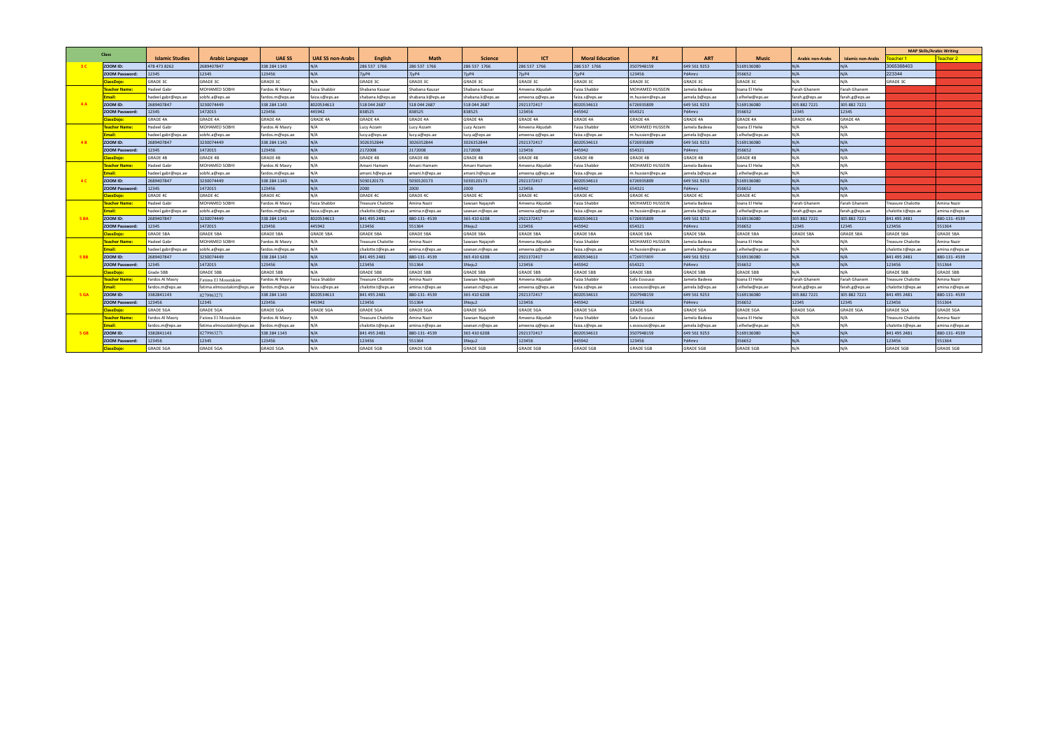| Class | | Islamic Studies | Arabic Language | UAE SS | UAE SS non-Arabs | English | Math | Science | ICT | Moral Education | P.E | ART | Music | Arabic non-Arabs | Islamic non-Arabs | MAP Skills/Arabic Writing | |
|---|---|---|---|---|---|---|---|---|---|---|---|---|---|---|---|---|---|
| | | | | | | | | | | | | | | | | Teacher 1 | Teacher 2 |
| 3 C | ZOOM ID: | 478 473 8262 | 2689407847 | 338 284 1143 | N/A | 286 537 1766 | 286 537 1766 | 286 537 1766 | 286 537 1766 | 286 537 1766 | 3507948159 | 649 561 9253 | 5169136080 | N/A | N/A | 3065368403 | |
| | ZOOM Password: | 12345 | 12345 | 123456 | N/A | 7jyP4 | 7jyP4 | 7jyP4 | 7jyP4 | 7jyP4 | 123456 | Pd4mrz | 356652 | N/A | N/A | 223344 | |
| | ClassDojo: | GRADE 3C | GRADE 3C | GRADE 3C | N/A | GRADE 3C | GRADE 3C | GRADE 3C | GRADE 3C | GRADE 3C | GRADE 3C | GRADE 3C | GRADE 3C | N/A | N/A | GRADE 3C | |
| 4 A | Teacher Name: | Hadeel Gabr | MOHAMED SOBHI | Fardos Al Masry | Faiza Shabbir | Shabana Kausar | Shabana Kausar | Shabana Kausar | Ameena Alqudah | Faiza Shabbir | MOHAMED HUSSEIN | Jamela Badeea | Ioana El Helw | Farah Ghanem | Farah Ghanem | | |
| | Email: | hadeel.gabr@eps.ae | sobhi.a@eps.ae | fardos.m@eps.ae | faiza.s@eps.ae | shabana.k@eps.ae | shabana.k@eps.ae | shabana.k@eps.ae | ameena.q@eps.ae | faiza.s@eps.ae | m.hussien@eps.ae | jamela.b@eps.ae | i.elhelw@eps.ae | farah.g@eps.ae | farah.g@eps.ae | | |
| | ZOOM ID: | 2689407847 | 3230074449 | 338 284 1143 | 8020534613 | 518 044 2687 | 518 044 2687 | 518 044 2687 | 2921372417 | 8020534613 | 6726935809 | 649 561 9253 | 5169136080 | 305 882 7221 | 305 882 7221 | | |
| | ZOOM Password: | 12345 | 1472015 | 123456 | 445942 | 838525 | 838525 | 838525 | 123456 | 445942 | 654321 | Pd4mrz | 356652 | 12345 | 12345 | | |
| | ClassDojo: | GRADE 4A | GRADE 4A | GRADE 4A | GRADE 4A | GRADE 4A | GRADE 4A | GRADE 4A | GRADE 4A | GRADE 4A | GRADE 4A | GRADE 4A | GRADE 4A | GRADE 4A | GRADE 4A | | |
| 4 B | Teacher Name: | Hadeel Gabr | MOHAMED SOBHI | Fardos Al Masry | N/A | Lucy Azzam | Lucy Azzam | Lucy Azzam | Ameena Alqudah | Faiza Shabbir | MOHAMED HUSSEIN | Jamela Badeea | Ioana El Helw | N/A | N/A | | |
| | Email: | hadeel.gabr@eps.ae | sobhi.a@eps.ae | fardos.m@eps.ae | N/A | lucy.a@eps.ae | lucy.a@eps.ae | lucy.a@eps.ae | ameena.q@eps.ae | faiza.s@eps.ae | m.hussien@eps.ae | jamela.b@eps.ae | i.elhelw@eps.ae | N/A | N/A | | |
| | ZOOM ID: | 2689407847 | 3230074449 | 338 284 1143 | N/A | 3026352844 | 3026352844 | 3026352844 | 2921372417 | 8020534613 | 6726935809 | 649 561 9253 | 5169136080 | N/A | N/A | | |
| | ZOOM Password: | 12345 | 1472015 | 123456 | N/A | 2172008 | 2172008 | 2172008 | 123456 | 445942 | 654321 | Pd4mrz | 356652 | N/A | N/A | | |
| | ClassDojo: | GRADE 4B | GRADE 4B | GRADE 4B | N/A | GRADE 4B | GRADE 4B | GRADE 4B | GRADE 4B | GRADE 4B | GRADE 4B | GRADE 4B | GRADE 4B | N/A | N/A | | |
| 4 C | Teacher Name: | Hadeel Gabr | MOHAMED SOBHI | Fardos Al Masry | N/A | Amani Hamam | Amani Hamam | Amani Hamam | Ameena Alqudah | Faiza Shabbir | MOHAMED HUSSEIN | Jamela Badeea | Ioana El Helw | N/A | N/A | | |
| | Email: | hadeel.gabr@eps.ae | sobhi.a@eps.ae | fardos.m@eps.ae | N/A | amani.h@eps.ae | amani.h@eps.ae | amani.h@eps.ae | ameena.q@eps.ae | faiza.s@eps.ae | m.hussien@eps.ae | jamela.b@eps.ae | i.elhelw@eps.ae | N/A | N/A | | |
| | ZOOM ID: | 2689407847 | 3230074449 | 338 284 1143 | N/A | 5030120173 | 5030120173 | 5030120173 | 2921372417 | 8020534613 | 6726935809 | 649 561 9253 | 5169136080 | N/A | N/A | | |
| | ZOOM Password: | 12345 | 1472015 | 123456 | N/A | 2000 | 2000 | 2000 | 123456 | 445942 | 654321 | Pd4mrz | 356652 | N/A | N/A | | |
| | ClassDojo: | GRADE 4C | GRADE 4C | GRADE 4C | N/A | GRADE 4C | GRADE 4C | GRADE 4C | GRADE 4C | GRADE 4C | GRADE 4C | GRADE 4C | GRADE 4C | N/A | N/A | | |
| 5 BA | Teacher Name: | Hadeel Gabr | MOHAMED SOBHI | Fardos Al Masry | Faiza Shabbir | Treasure Chalotte | Amina Nazir | Sawsan Najajreh | Ameena Alqudah | Faiza Shabbir | MOHAMED HUSSEIN | Jamela Badeea | Ioana El Helw | Farah Ghanem | Farah Ghanem | Treasure Chalotte | Amina Nazir |
| | Email: | hadeel.gabr@eps.ae | sobhi.a@eps.ae | fardos.m@eps.ae | faiza.s@eps.ae | chalotte.t@eps.ae | amina.n@eps.ae | sawsan.n@eps.ae | ameena.q@eps.ae | faiza.s@eps.ae | m.hussien@eps.ae | jamela.b@eps.ae | i.elhelw@eps.ae | farah.g@eps.ae | farah.g@eps.ae | chalotte.t@eps.ae | amina.n@eps.ae |
| | ZOOM ID: | 2689407847 | 3230074449 | 338 284 1143 | 8020534613 | 841 495 2481 | 880-131- 4539 | 365 410 6208 | 2921372417 | 8020534613 | 6726935809 | 649 561 9253 | 5169136080 | 305 882 7221 | 305 882 7221 | 841 495 2481 | 880-131- 4539 |
| | ZOOM Password: | 12345 | 1472015 | 123456 | 445942 | 123456 | 551364 | 3Neju2 | 123456 | 445942 | 654321 | Pd4mrz | 356652 | 12345 | 12345 | 123456 | 551364 |
| | ClassDojo: | GRADE 5BA | GRADE 5BA | GRADE 5BA | GRADE 5BA | GRADE 5BA | GRADE 5BA | GRADE 5BA | GRADE 5BA | GRADE 5BA | GRADE 5BA | GRADE 5BA | GRADE 5BA | GRADE 5BA | GRADE 5BA | GRADE 5BA | GRADE 5BA |
| 5 BB | Teacher Name: | Hadeel Gabr | MOHAMED SOBHI | Fardos Al Masry | N/A | Treasure Chalotte | Amina Nazir | Sawsan Najajreh | Ameena Alqudah | Faiza Shabbir | MOHAMED HUSSEIN | Jamela Badeea | Ioana El Helw | N/A | N/A | Treasure Chalotte | Amina Nazir |
| | Email: | hadeel.gabr@eps.ae | sobhi.a@eps.ae | fardos.m@eps.ae | N/A | chalotte.t@eps.ae | amina.n@eps.ae | sawsan.n@eps.ae | ameena.q@eps.ae | faiza.s@eps.ae | m.hussien@eps.ae | jamela.b@eps.ae | i.elhelw@eps.ae | N/A | N/A | chalotte.t@eps.ae | amina.n@eps.ae |
| | ZOOM ID: | 2689407847 | 3230074449 | 338 284 1143 | N/A | 841 495 2481 | 880-131- 4539 | 365 410 6208 | 2921372417 | 8020534613 | 6726935809 | 649 561 9253 | 5169136080 | N/A | N/A | 841 495 2481 | 880-131- 4539 |
| | ZOOM Password: | 12345 | 1472015 | 123456 | N/A | 123456 | 551364 | 3Neju2 | 123456 | 445942 | 654321 | Pd4mrz | 356652 | N/A | N/A | 123456 | 551364 |
| | ClassDojo: | Grade 5BB | GRADE 5BB | GRADE 5BB | N/A | GRADE 5BB | GRADE 5BB | GRADE 5BB | GRADE 5BB | GRADE 5BB | GRADE 5BB | GRADE 5BB | GRADE 5BB | N/A | N/A | GRADE 5BB | GRADE 5BB |
| 5 GA | Teacher Name: | Fardos Al Masry | Fatima El Moustakim | Fardos Al Masry | Faiza Shabbir | Treasure Chalotte | Amina Nazir | Sawsan Najajreh | Ameena Alqudah | Faiza Shabbir | Safa Essoussi | Jamela Badeea | Ioana El Helw | Farah Ghanem | Farah Ghanem | Treasure Chalotte | Amina Nazir |
| | Email: | fardos.m@eps.ae | fatima.elmoustakim@eps.ae | fardos.m@eps.ae | faiza.s@eps.ae | chalotte.t@eps.ae | amina.n@eps.ae | sawsan.n@eps.ae | ameena.q@eps.ae | faiza.s@eps.ae | s.essoussi@eps.ae | jamela.b@eps.ae | i.elhelw@eps.ae | farah.g@eps.ae | farah.g@eps.ae | chalotte.t@eps.ae | amina.n@eps.ae |
| | ZOOM ID: | 3382841143 | 8279963271 | 338 284 1143 | 8020534613 | 841 495 2481 | 880-131- 4539 | 365 410 6208 | 2921372417 | 8020534613 | 3507948159 | 649 561 9253 | 5169136080 | 305 882 7221 | 305 882 7221 | 841 495 2481 | 880-131- 4539 |
| | ZOOM Password: | 123456 | 12345 | 123456 | 445942 | 123456 | 551364 | 3Neju2 | 123456 | 445942 | 123456 | Pd4mrz | 356652 | 12345 | 12345 | 123456 | 551364 |
| | ClassDojo: | GRADE 5GA | GRADE 5GA | GRADE 5GA | GRADE 5GA | GRADE 5GA | GRADE 5GA | GRADE 5GA | GRADE 5GA | GRADE 5GA | GRADE 5GA | GRADE 5GA | GRADE 5GA | GRADE 5GA | GRADE 5GA | GRADE 5GA | GRADE 5GA |
| 5 GB | Teacher Name: | Fardos Al Masry | Fatima El Moustakim | Fardos Al Masry | N/A | Treasure Chalotte | Amina Nazir | Sawsan Najajreh | Ameena Alqudah | Faiza Shabbir | Safa Essoussi | Jamela Badeea | Ioana El Helw | N/A | N/A | Treasure Chalotte | Amina Nazir |
| | Email: | fardos.m@eps.ae | fatima.elmoustakim@eps.ae | fardos.m@eps.ae | N/A | chalotte.t@eps.ae | amina.n@eps.ae | sawsan.n@eps.ae | ameena.q@eps.ae | faiza.s@eps.ae | s.essoussi@eps.ae | jamela.b@eps.ae | i.elhelw@eps.ae | N/A | N/A | chalotte.t@eps.ae | amina.n@eps.ae |
| | ZOOM ID: | 3382841143 | 8279963271 | 338 284 1143 | N/A | 841 495 2481 | 880-131- 4539 | 365 410 6208 | 2921372417 | 8020534613 | 3507948159 | 649 561 9253 | 5169136080 | N/A | N/A | 841 495 2481 | 880-131- 4539 |
| | ZOOM Password: | 123456 | 12345 | 123456 | N/A | 123456 | 551364 | 3Neju2 | 123456 | 445942 | 123456 | Pd4mrz | 356652 | N/A | N/A | 123456 | 551364 |
| | ClassDojo: | GRADE 5GA | GRADE 5GA | GRADE 5GA | N/A | GRADE 5GB | GRADE 5GB | GRADE 5GB | GRADE 5GB | GRADE 5GB | GRADE 5GB | GRADE 5GB | GRADE 5GB | N/A | N/A | GRADE 5GB | GRADE 5GB |